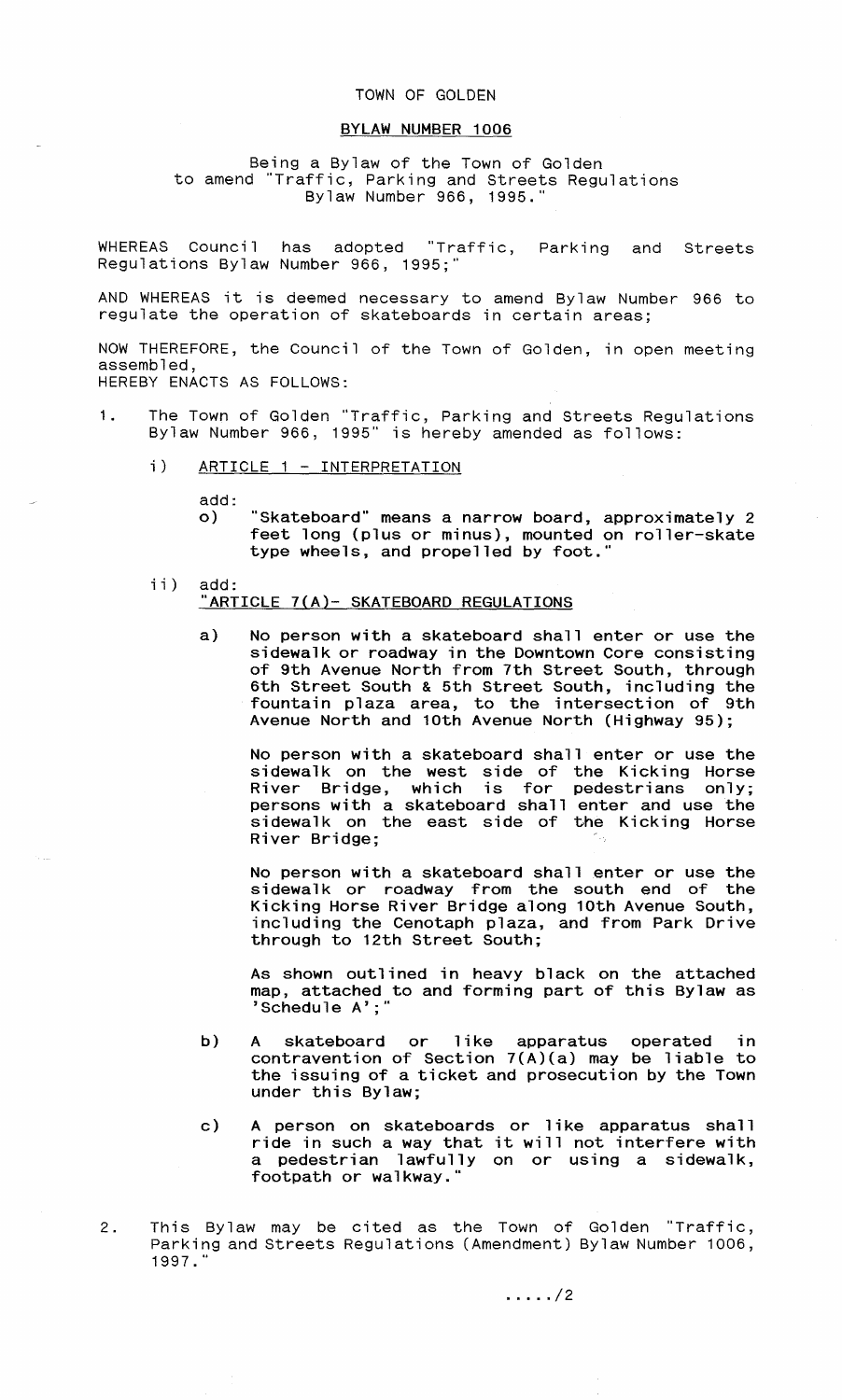# TOWN OF GOLDEN

## BYLAW NUMBER 1006

Being a Bylaw of the Town of Golden
to amend "Traffic, Parking and Streets Regulations
Bylaw Number 966, 1995."

WHEREAS Council has adopted "Traffic, Parking and Streets Regulations Bylaw Number 966, 1995;"

AND WHEREAS it is deemed necessary to amend Bylaw Number 966 to regulate the operation of skateboards in certain areas;

NOW THEREFORE, the Council of the Town of Golden, in open meeting assembled,
HEREBY ENACTS AS FOLLOWS:

1. The Town of Golden "Traffic, Parking and Streets Regulations Bylaw Number 966, 1995" is hereby amended as follows:

   i) ARTICLE 1 - INTERPRETATION

      add:
      o) "Skateboard" means a narrow board, approximately 2 feet long (plus or minus), mounted on roller-skate type wheels, and propelled by foot."

   ii) add:
      "ARTICLE 7(A)- SKATEBOARD REGULATIONS

      a) No person with a skateboard shall enter or use the sidewalk or roadway in the Downtown Core consisting of 9th Avenue North from 7th Street South, through 6th Street South & 5th Street South, including the fountain plaza area, to the intersection of 9th Avenue North and 10th Avenue North (Highway 95);

         No person with a skateboard shall enter or use the sidewalk on the west side of the Kicking Horse River Bridge, which is for pedestrians only; persons with a skateboard shall enter and use the sidewalk on the east side of the Kicking Horse River Bridge;

         No person with a skateboard shall enter or use the sidewalk or roadway from the south end of the Kicking Horse River Bridge along 10th Avenue South, including the Cenotaph plaza, and from Park Drive through to 12th Street South;

         As shown outlined in heavy black on the attached map, attached to and forming part of this Bylaw as 'Schedule A';"

      b) A skateboard or like apparatus operated in contravention of Section 7(A)(a) may be liable to the issuing of a ticket and prosecution by the Town under this Bylaw;

      c) A person on skateboards or like apparatus shall ride in such a way that it will not interfere with a pedestrian lawfully on or using a sidewalk, footpath or walkway."

2. This Bylaw may be cited as the Town of Golden "Traffic, Parking and Streets Regulations (Amendment) Bylaw Number 1006, 1997."

...../2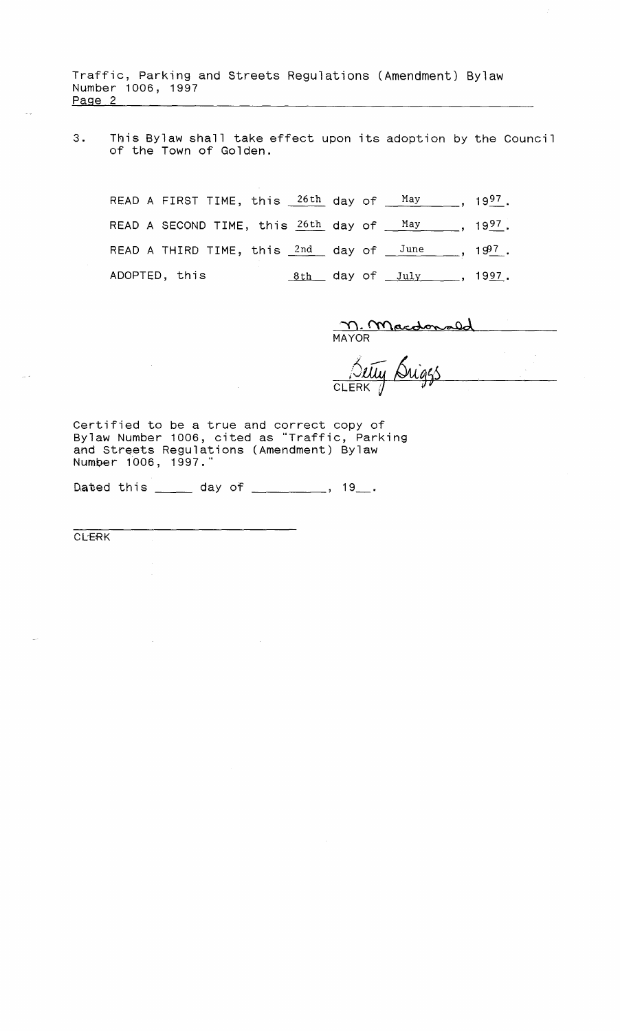3. This Bylaw shall take effect upon its adoption by the Council of the Town of Golden.

READ A FIRST TIME, this 26th day of May, 1997.

READ A SECOND TIME, this 26th day of May, 1997.

READ A THIRD TIME, this 2nd day of June, 1997.

ADOPTED, this 8th day of July, 1997.

N. Macdonald
MAYOR

Betty Briggs
CLERK

Certified to be a true and correct copy of Bylaw Number 1006, cited as "Traffic, Parking and Streets Regulations (Amendment) Bylaw Number 1006, 1997."

Dated this _____ day of _________, 19__.

CLERK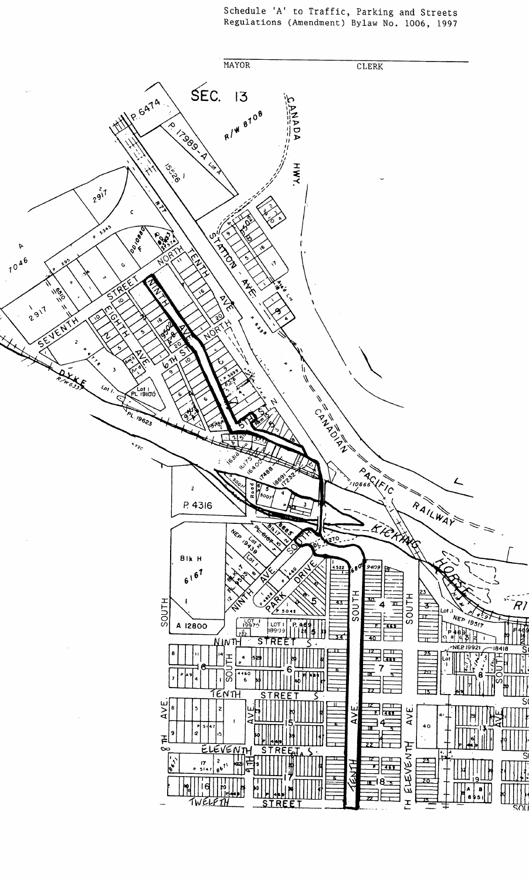Schedule 'A' to Traffic, Parking and Streets Regulations (Amendment) Bylaw No. 1006, 1997

MAYOR

CLERK